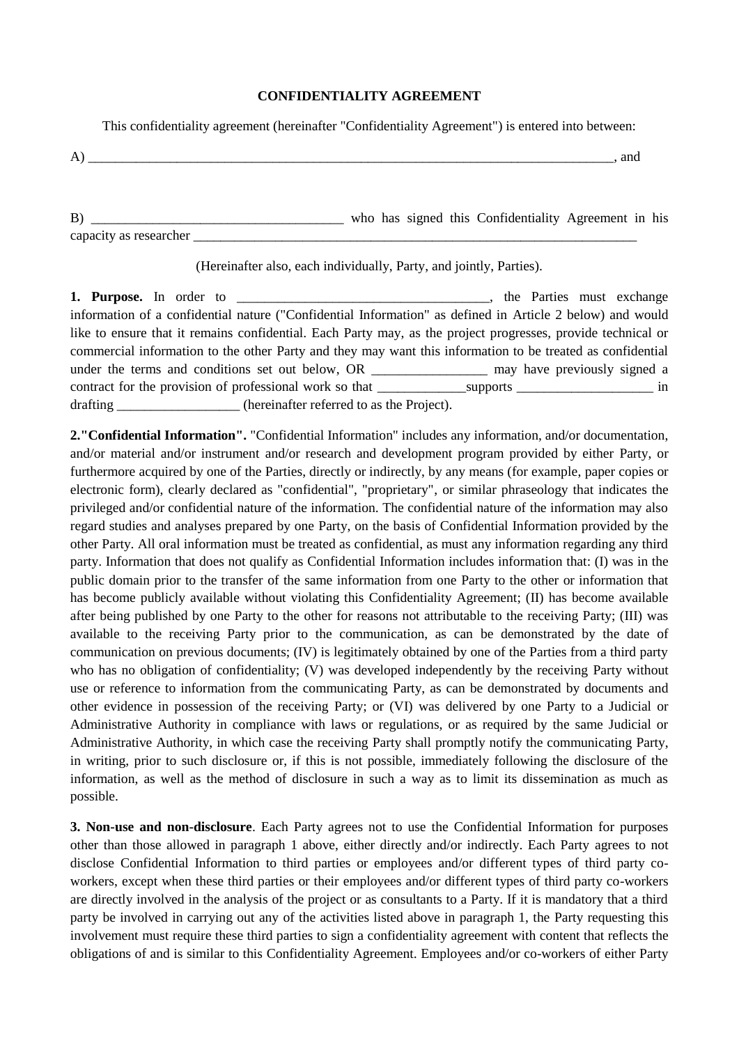**CONFIDENTIALITY AGREEMENT**

This confidentiality agreement (hereinafter "Confidentiality Agreement") is entered into between:

A) ________________________________________________________________________________, and

B) ____________________________________ who has signed this Confidentiality Agreement in his capacity as researcher ____________________________________________________________________

(Hereinafter also, each individually, Party, and jointly, Parties).

**1. Purpose.** In order to ____________________________________, the Parties must exchange information of a confidential nature ("Confidential Information" as defined in Article 2 below) and would like to ensure that it remains confidential. Each Party may, as the project progresses, provide technical or commercial information to the other Party and they may want this information to be treated as confidential under the terms and conditions set out below, OR _________________ may have previously signed a contract for the provision of professional work so that _____________supports ____________________ in drafting __________________ (hereinafter referred to as the Project).

**2."Confidential Information".** "Confidential Information" includes any information, and/or documentation, and/or material and/or instrument and/or research and development program provided by either Party, or furthermore acquired by one of the Parties, directly or indirectly, by any means (for example, paper copies or electronic form), clearly declared as "confidential", "proprietary", or similar phraseology that indicates the privileged and/or confidential nature of the information. The confidential nature of the information may also regard studies and analyses prepared by one Party, on the basis of Confidential Information provided by the other Party. All oral information must be treated as confidential, as must any information regarding any third party. Information that does not qualify as Confidential Information includes information that: (I) was in the public domain prior to the transfer of the same information from one Party to the other or information that has become publicly available without violating this Confidentiality Agreement; (II) has become available after being published by one Party to the other for reasons not attributable to the receiving Party; (III) was available to the receiving Party prior to the communication, as can be demonstrated by the date of communication on previous documents; (IV) is legitimately obtained by one of the Parties from a third party who has no obligation of confidentiality; (V) was developed independently by the receiving Party without use or reference to information from the communicating Party, as can be demonstrated by documents and other evidence in possession of the receiving Party; or (VI) was delivered by one Party to a Judicial or Administrative Authority in compliance with laws or regulations, or as required by the same Judicial or Administrative Authority, in which case the receiving Party shall promptly notify the communicating Party, in writing, prior to such disclosure or, if this is not possible, immediately following the disclosure of the information, as well as the method of disclosure in such a way as to limit its dissemination as much as possible.

**3. Non-use and non-disclosure**. Each Party agrees not to use the Confidential Information for purposes other than those allowed in paragraph 1 above, either directly and/or indirectly. Each Party agrees to not disclose Confidential Information to third parties or employees and/or different types of third party co-workers, except when these third parties or their employees and/or different types of third party co-workers are directly involved in the analysis of the project or as consultants to a Party. If it is mandatory that a third party be involved in carrying out any of the activities listed above in paragraph 1, the Party requesting this involvement must require these third parties to sign a confidentiality agreement with content that reflects the obligations of and is similar to this Confidentiality Agreement. Employees and/or co-workers of either Party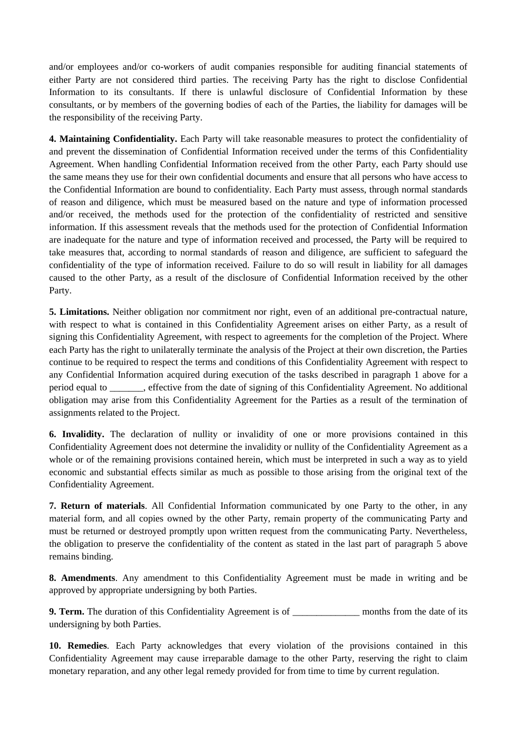and/or employees and/or co-workers of audit companies responsible for auditing financial statements of either Party are not considered third parties. The receiving Party has the right to disclose Confidential Information to its consultants. If there is unlawful disclosure of Confidential Information by these consultants, or by members of the governing bodies of each of the Parties, the liability for damages will be the responsibility of the receiving Party.

**4. Maintaining Confidentiality.** Each Party will take reasonable measures to protect the confidentiality of and prevent the dissemination of Confidential Information received under the terms of this Confidentiality Agreement. When handling Confidential Information received from the other Party, each Party should use the same means they use for their own confidential documents and ensure that all persons who have access to the Confidential Information are bound to confidentiality. Each Party must assess, through normal standards of reason and diligence, which must be measured based on the nature and type of information processed and/or received, the methods used for the protection of the confidentiality of restricted and sensitive information. If this assessment reveals that the methods used for the protection of Confidential Information are inadequate for the nature and type of information received and processed, the Party will be required to take measures that, according to normal standards of reason and diligence, are sufficient to safeguard the confidentiality of the type of information received. Failure to do so will result in liability for all damages caused to the other Party, as a result of the disclosure of Confidential Information received by the other Party.

**5. Limitations.** Neither obligation nor commitment nor right, even of an additional pre-contractual nature, with respect to what is contained in this Confidentiality Agreement arises on either Party, as a result of signing this Confidentiality Agreement, with respect to agreements for the completion of the Project. Where each Party has the right to unilaterally terminate the analysis of the Project at their own discretion, the Parties continue to be required to respect the terms and conditions of this Confidentiality Agreement with respect to any Confidential Information acquired during execution of the tasks described in paragraph 1 above for a period equal to _______, effective from the date of signing of this Confidentiality Agreement. No additional obligation may arise from this Confidentiality Agreement for the Parties as a result of the termination of assignments related to the Project.

**6. Invalidity.** The declaration of nullity or invalidity of one or more provisions contained in this Confidentiality Agreement does not determine the invalidity or nullity of the Confidentiality Agreement as a whole or of the remaining provisions contained herein, which must be interpreted in such a way as to yield economic and substantial effects similar as much as possible to those arising from the original text of the Confidentiality Agreement.

**7. Return of materials**. All Confidential Information communicated by one Party to the other, in any material form, and all copies owned by the other Party, remain property of the communicating Party and must be returned or destroyed promptly upon written request from the communicating Party. Nevertheless, the obligation to preserve the confidentiality of the content as stated in the last part of paragraph 5 above remains binding.

**8. Amendments**. Any amendment to this Confidentiality Agreement must be made in writing and be approved by appropriate undersigning by both Parties.

**9. Term.** The duration of this Confidentiality Agreement is of ______________ months from the date of its undersigning by both Parties.

**10. Remedies**. Each Party acknowledges that every violation of the provisions contained in this Confidentiality Agreement may cause irreparable damage to the other Party, reserving the right to claim monetary reparation, and any other legal remedy provided for from time to time by current regulation.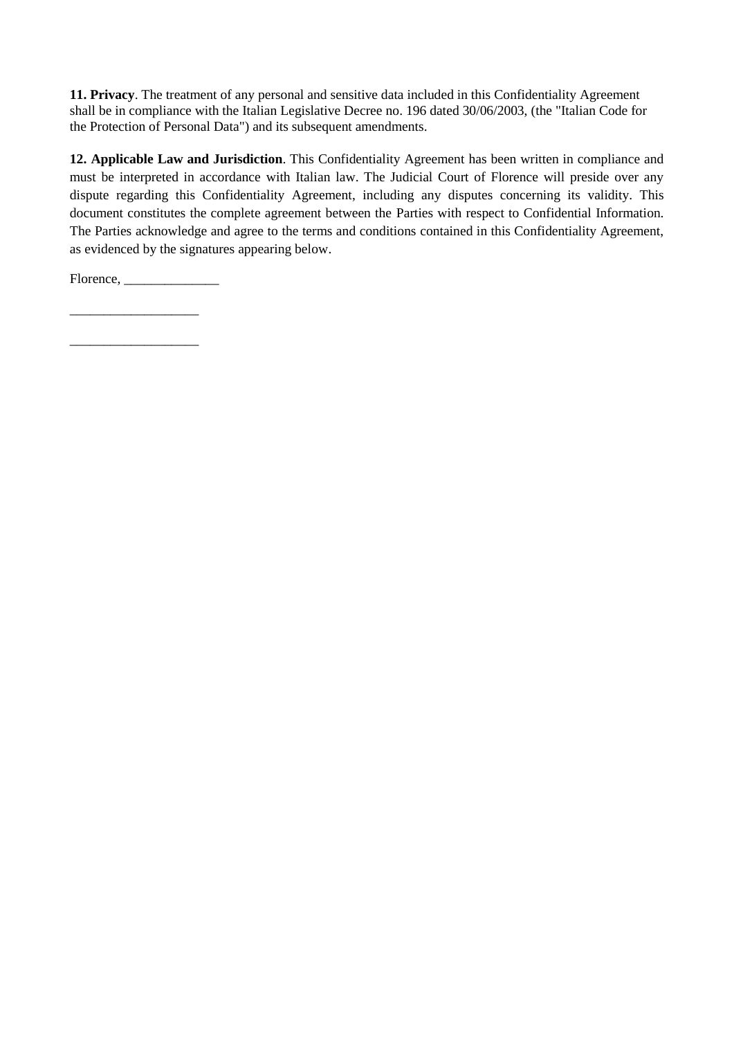**11. Privacy**. The treatment of any personal and sensitive data included in this Confidentiality Agreement shall be in compliance with the Italian Legislative Decree no. 196 dated 30/06/2003, (the "Italian Code for the Protection of Personal Data") and its subsequent amendments.

**12. Applicable Law and Jurisdiction**. This Confidentiality Agreement has been written in compliance and must be interpreted in accordance with Italian law. The Judicial Court of Florence will preside over any dispute regarding this Confidentiality Agreement, including any disputes concerning its validity. This document constitutes the complete agreement between the Parties with respect to Confidential Information. The Parties acknowledge and agree to the terms and conditions contained in this Confidentiality Agreement, as evidenced by the signatures appearing below.

Florence, ______________

___________________

___________________